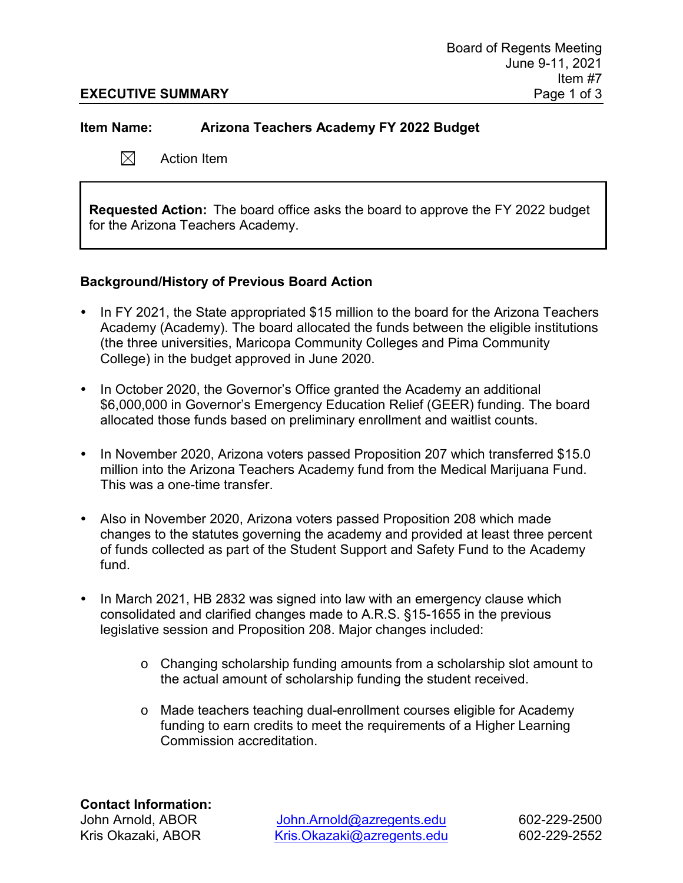**EXECUTIVE SUMMARY**

Board of Regents Meeting
June 9-11, 2021
Item #7

**Item Name:** **Arizona Teachers Academy FY 2022 Budget**

☒ Action Item

**Requested Action:** The board office asks the board to approve the FY 2022 budget for the Arizona Teachers Academy.

## Background/History of Previous Board Action

- In FY 2021, the State appropriated $15 million to the board for the Arizona Teachers Academy (Academy). The board allocated the funds between the eligible institutions (the three universities, Maricopa Community Colleges and Pima Community College) in the budget approved in June 2020.
- In October 2020, the Governor's Office granted the Academy an additional $6,000,000 in Governor's Emergency Education Relief (GEER) funding. The board allocated those funds based on preliminary enrollment and waitlist counts.
- In November 2020, Arizona voters passed Proposition 207 which transferred $15.0 million into the Arizona Teachers Academy fund from the Medical Marijuana Fund. This was a one-time transfer.
- Also in November 2020, Arizona voters passed Proposition 208 which made changes to the statutes governing the academy and provided at least three percent of funds collected as part of the Student Support and Safety Fund to the Academy fund.
- In March 2021, HB 2832 was signed into law with an emergency clause which consolidated and clarified changes made to A.R.S. §15-1655 in the previous legislative session and Proposition 208. Major changes included:
  - Changing scholarship funding amounts from a scholarship slot amount to the actual amount of scholarship funding the student received.
  - Made teachers teaching dual-enrollment courses eligible for Academy funding to earn credits to meet the requirements of a Higher Learning Commission accreditation.

**Contact Information:**

| | | |
|---|---|---|
| John Arnold, ABOR | John.Arnold@azregents.edu | 602-229-2500 |
| Kris Okazaki, ABOR | Kris.Okazaki@azregents.edu | 602-229-2552 |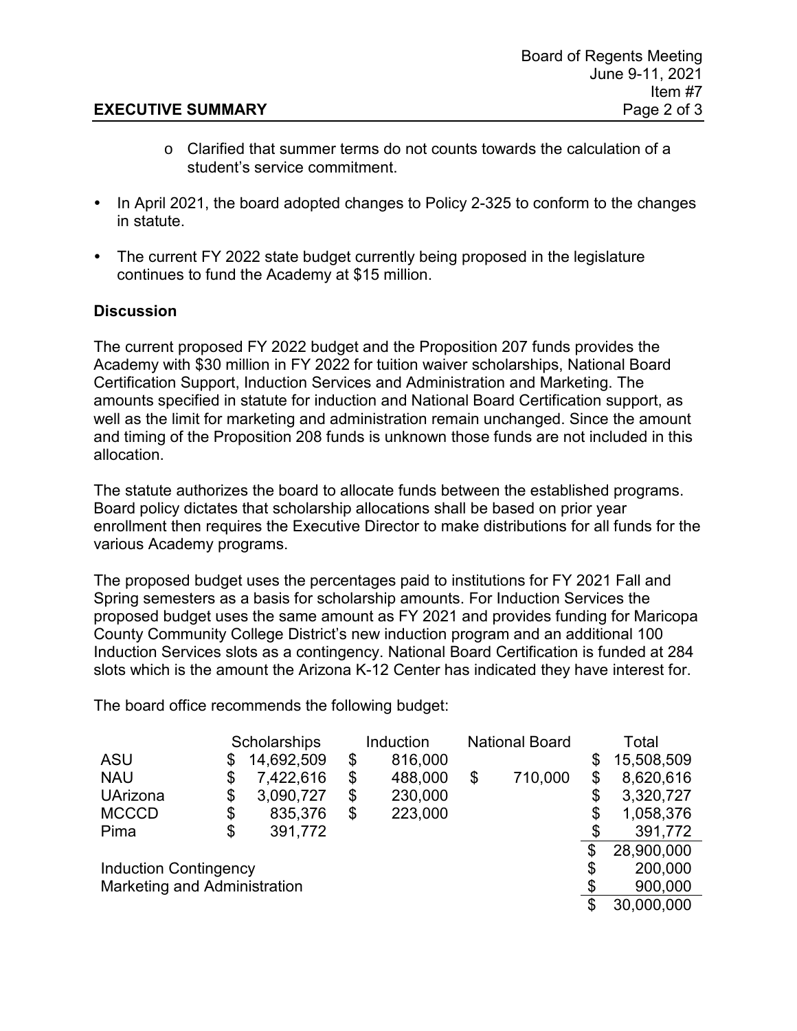- Clarified that summer terms do not counts towards the calculation of a student's service commitment.

- In April 2021, the board adopted changes to Policy 2-325 to conform to the changes in statute.
- The current FY 2022 state budget currently being proposed in the legislature continues to fund the Academy at $15 million.

**Discussion**

The current proposed FY 2022 budget and the Proposition 207 funds provides the Academy with $30 million in FY 2022 for tuition waiver scholarships, National Board Certification Support, Induction Services and Administration and Marketing. The amounts specified in statute for induction and National Board Certification support, as well as the limit for marketing and administration remain unchanged. Since the amount and timing of the Proposition 208 funds is unknown those funds are not included in this allocation.

The statute authorizes the board to allocate funds between the established programs. Board policy dictates that scholarship allocations shall be based on prior year enrollment then requires the Executive Director to make distributions for all funds for the various Academy programs.

The proposed budget uses the percentages paid to institutions for FY 2021 Fall and Spring semesters as a basis for scholarship amounts. For Induction Services the proposed budget uses the same amount as FY 2021 and provides funding for Maricopa County Community College District's new induction program and an additional 100 Induction Services slots as a contingency. National Board Certification is funded at 284 slots which is the amount the Arizona K-12 Center has indicated they have interest for.

The board office recommends the following budget:

| | Scholarships | Induction | National Board | Total |
|---|---|---|---|---|
| ASU | $ 14,692,509 | $ 816,000 | | $ 15,508,509 |
| NAU | $ 7,422,616 | $ 488,000 | $ 710,000 | $ 8,620,616 |
| UArizona | $ 3,090,727 | $ 230,000 | | $ 3,320,727 |
| MCCCD | $ 835,376 | $ 223,000 | | $ 1,058,376 |
| Pima | $ 391,772 | | | $ 391,772 |
| | | | | $ 28,900,000 |
| Induction Contingency | | | | $ 200,000 |
| Marketing and Administration | | | | $ 900,000 |
| | | | | $ 30,000,000 |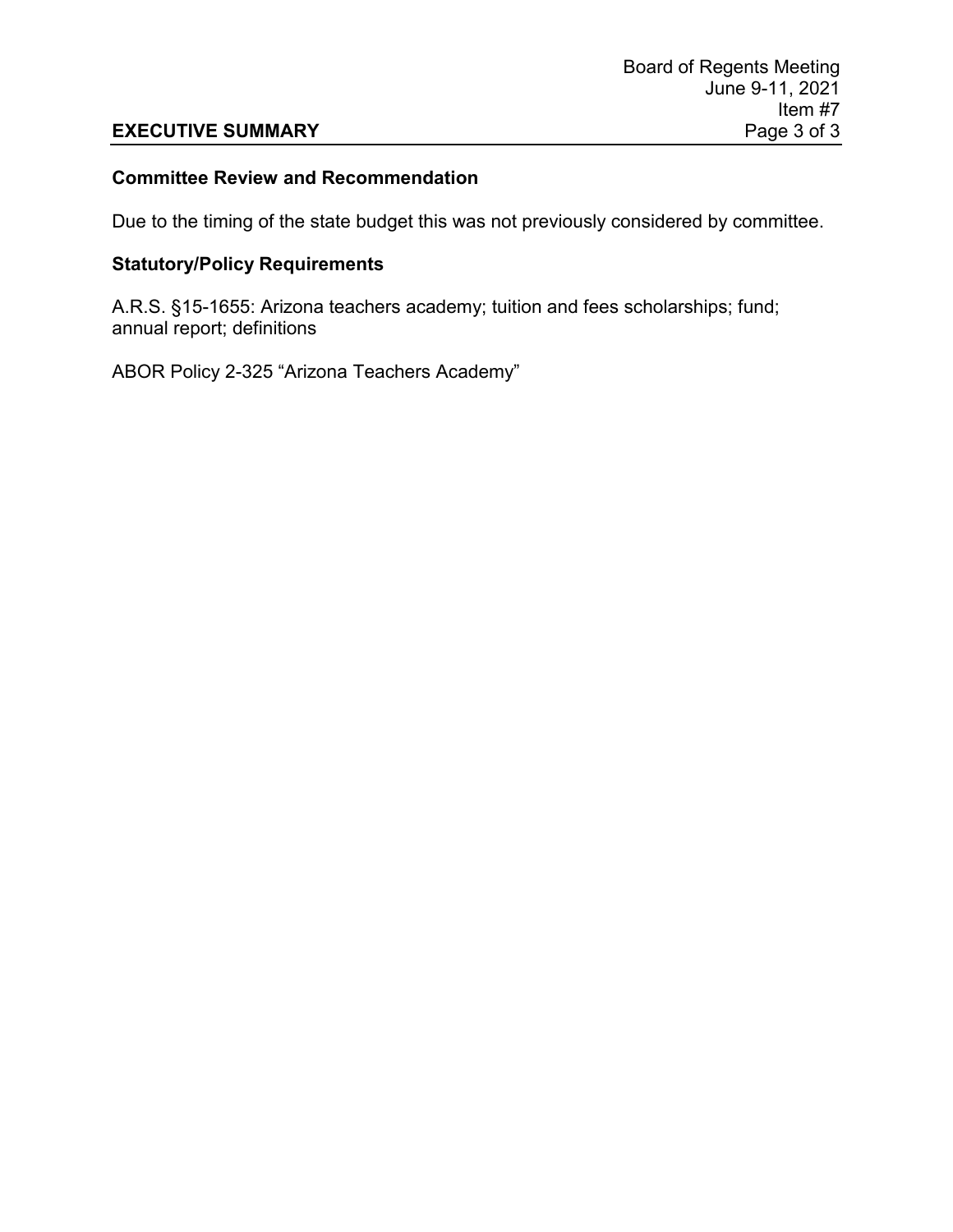## Committee Review and Recommendation

Due to the timing of the state budget this was not previously considered by committee.

## Statutory/Policy Requirements

A.R.S. §15-1655: Arizona teachers academy; tuition and fees scholarships; fund; annual report; definitions

ABOR Policy 2-325 "Arizona Teachers Academy"